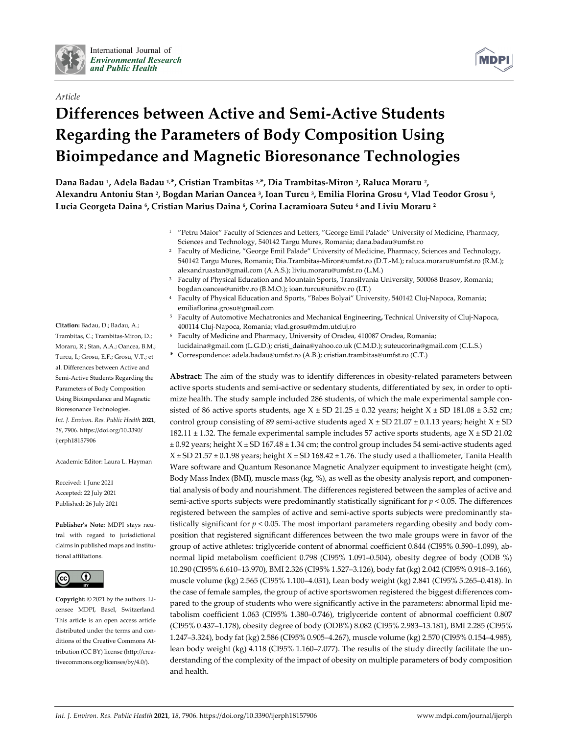*Article*

# Differences between Active and Semi-Active Students Regarding the Parameters of Body Composition Using Bioimpedance and Magnetic Bioresonance Technologies

**Dana Badau [1], Adela Badau [1,*], Cristian Trambitas [2,*], Dia Trambitas-Miron [2], Raluca Moraru [2], Alexandru Antoniu Stan [2], Bogdan Marian Oancea [3], Ioan Turcu [3], Emilia Florina Grosu [4], Vlad Teodor Grosu [5], Lucia Georgeta Daina [6], Cristian Marius Daina [6], Corina Lacramioara Suteu [6] and Liviu Moraru [2]**

[1] "Petru Maior" Faculty of Sciences and Letters, "George Emil Palade" University of Medicine, Pharmacy, Sciences and Technology, 540142 Targu Mures, Romania; dana.badau@umfst.ro

[2] Faculty of Medicine, "George Emil Palade" University of Medicine, Pharmacy, Sciences and Technology, 540142 Targu Mures, Romania; Dia.Trambitas-Miron@umfst.ro (D.T.-M.); raluca.moraru@umfst.ro (R.M.); alexandruastan@gmail.com (A.A.S.); liviu.moraru@umfst.ro (L.M.)

[3] Faculty of Physical Education and Mountain Sports, Transilvania University, 500068 Brasov, Romania; bogdan.oancea@unitbv.ro (B.M.O.); ioan.turcu@unitbv.ro (I.T.)

[4] Faculty of Physical Education and Sports, "Babes Bolyai" University, 540142 Cluj-Napoca, Romania; emiliaflorina.grosu@gmail.com

[5] Faculty of Automotive Mechatronics and Mechanical Engineering, Technical University of Cluj-Napoca, 400114 Cluj-Napoca, Romania; vlad.grosu@mdm.utcluj.ro

[6] Faculty of Medicine and Pharmacy, University of Oradea, 410087 Oradea, Romania; lucidaina@gmail.com (L.G.D.); cristi_daina@yahoo.co.uk (C.M.D.); suteucorina@gmail.com (C.L.S.)

\* Correspondence: adela.badau@umfst.ro (A.B.); cristian.trambitas@umfst.ro (C.T.)

**Citation:** Badau, D.; Badau, A.; Trambitas, C.; Trambitas-Miron, D.; Moraru, R.; Stan, A.A.; Oancea, B.M.; Turcu, I.; Grosu, E.F.; Grosu, V.T.; et al. Differences between Active and Semi-Active Students Regarding the Parameters of Body Composition Using Bioimpedance and Magnetic Bioresonance Technologies. *Int. J. Environ. Res. Public Health* **2021**, *18*, 7906. https://doi.org/10.3390/ijerph18157906

Academic Editor: Laura L. Hayman

Received: 1 June 2021
Accepted: 22 July 2021
Published: 26 July 2021

**Publisher's Note:** MDPI stays neutral with regard to jurisdictional claims in published maps and institutional affiliations.

**Copyright:** © 2021 by the authors. Licensee MDPI, Basel, Switzerland. This article is an open access article distributed under the terms and conditions of the Creative Commons Attribution (CC BY) license (http://creativecommons.org/licenses/by/4.0/).

**Abstract:** The aim of the study was to identify differences in obesity-related parameters between active sports students and semi-active or sedentary students, differentiated by sex, in order to optimize health. The study sample included 286 students, of which the male experimental sample consisted of 86 active sports students, age X ± SD 21.25 ± 0.32 years; height X ± SD 181.08 ± 3.52 cm; control group consisting of 89 semi-active students aged X ± SD 21.07 ± 0.1.13 years; height X ± SD 182.11 ± 1.32. The female experimental sample includes 57 active sports students, age X ± SD 21.02 ± 0.92 years; height X ± SD 167.48 ± 1.34 cm; the control group includes 54 semi-active students aged X ± SD 21.57 ± 0.1.98 years; height X ± SD 168.42 ± 1.76. The study used a thalliometer, Tanita Health Ware software and Quantum Resonance Magnetic Analyzer equipment to investigate height (cm), Body Mass Index (BMI), muscle mass (kg, %), as well as the obesity analysis report, and componential analysis of body and nourishment. The differences registered between the samples of active and semi-active sports subjects were predominantly statistically significant for $p < 0.05$. The differences registered between the samples of active and semi-active sports subjects were predominantly statistically significant for $p < 0.05$. The most important parameters regarding obesity and body composition that registered significant differences between the two male groups were in favor of the group of active athletes: triglyceride content of abnormal coefficient 0.844 (CI95% 0.590–1.099), abnormal lipid metabolism coefficient 0.798 (CI95% 1.091–0.504), obesity degree of body (ODB %) 10.290 (CI95% 6.610–13.970), BMI 2.326 (CI95% 1.527–3.126), body fat (kg) 2.042 (CI95% 0.918–3.166), muscle volume (kg) 2.565 (CI95% 1.100–4.031), Lean body weight (kg) 2.841 (CI95% 5.265–0.418). In the case of female samples, the group of active sportswomen registered the biggest differences compared to the group of students who were significantly active in the parameters: abnormal lipid metabolism coefficient 1.063 (CI95% 1.380–0.746), triglyceride content of abnormal coefficient 0.807 (CI95% 0.437–1.178), obesity degree of body (ODB%) 8.082 (CI95% 2.983–13.181), BMI 2.285 (CI95% 1.247–3.324), body fat (kg) 2.586 (CI95% 0.905–4.267), muscle volume (kg) 2.570 (CI95% 0.154–4.985), lean body weight (kg) 4.118 (CI95% 1.160–7.077). The results of the study directly facilitate the understanding of the complexity of the impact of obesity on multiple parameters of body composition and health.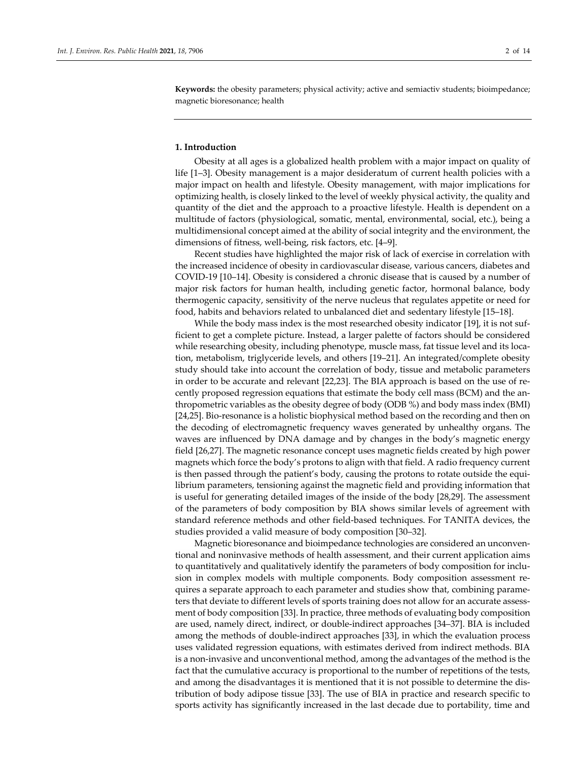**Keywords:** the obesity parameters; physical activity; active and semiactiv students; bioimpedance; magnetic bioresonance; health

## 1. Introduction

Obesity at all ages is a globalized health problem with a major impact on quality of life [1–3]. Obesity management is a major desideratum of current health policies with a major impact on health and lifestyle. Obesity management, with major implications for optimizing health, is closely linked to the level of weekly physical activity, the quality and quantity of the diet and the approach to a proactive lifestyle. Health is dependent on a multitude of factors (physiological, somatic, mental, environmental, social, etc.), being a multidimensional concept aimed at the ability of social integrity and the environment, the dimensions of fitness, well-being, risk factors, etc. [4–9].

Recent studies have highlighted the major risk of lack of exercise in correlation with the increased incidence of obesity in cardiovascular disease, various cancers, diabetes and COVID-19 [10–14]. Obesity is considered a chronic disease that is caused by a number of major risk factors for human health, including genetic factor, hormonal balance, body thermogenic capacity, sensitivity of the nerve nucleus that regulates appetite or need for food, habits and behaviors related to unbalanced diet and sedentary lifestyle [15–18].

While the body mass index is the most researched obesity indicator [19], it is not sufficient to get a complete picture. Instead, a larger palette of factors should be considered while researching obesity, including phenotype, muscle mass, fat tissue level and its location, metabolism, triglyceride levels, and others [19–21]. An integrated/complete obesity study should take into account the correlation of body, tissue and metabolic parameters in order to be accurate and relevant [22,23]. The BIA approach is based on the use of recently proposed regression equations that estimate the body cell mass (BCM) and the anthropometric variables as the obesity degree of body (ODB %) and body mass index (BMI) [24,25]. Bio-resonance is a holistic biophysical method based on the recording and then on the decoding of electromagnetic frequency waves generated by unhealthy organs. The waves are influenced by DNA damage and by changes in the body's magnetic energy field [26,27]. The magnetic resonance concept uses magnetic fields created by high power magnets which force the body's protons to align with that field. A radio frequency current is then passed through the patient's body, causing the protons to rotate outside the equilibrium parameters, tensioning against the magnetic field and providing information that is useful for generating detailed images of the inside of the body [28,29]. The assessment of the parameters of body composition by BIA shows similar levels of agreement with standard reference methods and other field-based techniques. For TANITA devices, the studies provided a valid measure of body composition [30–32].

Magnetic bioresonance and bioimpedance technologies are considered an unconventional and noninvasive methods of health assessment, and their current application aims to quantitatively and qualitatively identify the parameters of body composition for inclusion in complex models with multiple components. Body composition assessment requires a separate approach to each parameter and studies show that, combining parameters that deviate to different levels of sports training does not allow for an accurate assessment of body composition [33]. In practice, three methods of evaluating body composition are used, namely direct, indirect, or double-indirect approaches [34–37]. BIA is included among the methods of double-indirect approaches [33], in which the evaluation process uses validated regression equations, with estimates derived from indirect methods. BIA is a non-invasive and unconventional method, among the advantages of the method is the fact that the cumulative accuracy is proportional to the number of repetitions of the tests, and among the disadvantages it is mentioned that it is not possible to determine the distribution of body adipose tissue [33]. The use of BIA in practice and research specific to sports activity has significantly increased in the last decade due to portability, time and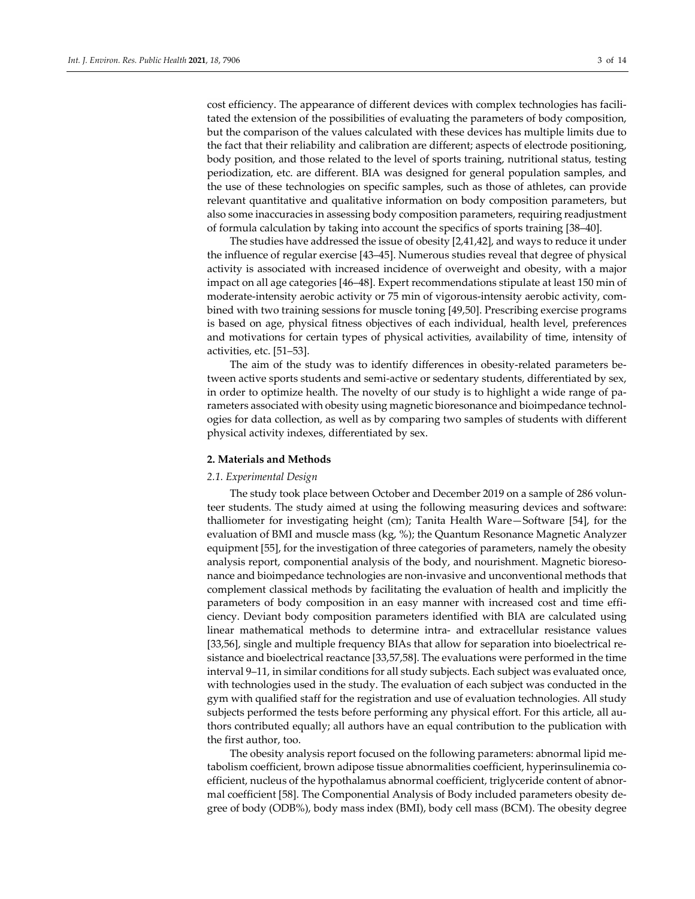cost efficiency. The appearance of different devices with complex technologies has facilitated the extension of the possibilities of evaluating the parameters of body composition, but the comparison of the values calculated with these devices has multiple limits due to the fact that their reliability and calibration are different; aspects of electrode positioning, body position, and those related to the level of sports training, nutritional status, testing periodization, etc. are different. BIA was designed for general population samples, and the use of these technologies on specific samples, such as those of athletes, can provide relevant quantitative and qualitative information on body composition parameters, but also some inaccuracies in assessing body composition parameters, requiring readjustment of formula calculation by taking into account the specifics of sports training [38–40].

The studies have addressed the issue of obesity [2,41,42], and ways to reduce it under the influence of regular exercise [43–45]. Numerous studies reveal that degree of physical activity is associated with increased incidence of overweight and obesity, with a major impact on all age categories [46–48]. Expert recommendations stipulate at least 150 min of moderate-intensity aerobic activity or 75 min of vigorous-intensity aerobic activity, combined with two training sessions for muscle toning [49,50]. Prescribing exercise programs is based on age, physical fitness objectives of each individual, health level, preferences and motivations for certain types of physical activities, availability of time, intensity of activities, etc. [51–53].

The aim of the study was to identify differences in obesity-related parameters between active sports students and semi-active or sedentary students, differentiated by sex, in order to optimize health. The novelty of our study is to highlight a wide range of parameters associated with obesity using magnetic bioresonance and bioimpedance technologies for data collection, as well as by comparing two samples of students with different physical activity indexes, differentiated by sex.

## 2. Materials and Methods

### 2.1. Experimental Design

The study took place between October and December 2019 on a sample of 286 volunteer students. The study aimed at using the following measuring devices and software: thalliometer for investigating height (cm); Tanita Health Ware—Software [54], for the evaluation of BMI and muscle mass (kg, %); the Quantum Resonance Magnetic Analyzer equipment [55], for the investigation of three categories of parameters, namely the obesity analysis report, componential analysis of the body, and nourishment. Magnetic bioresonance and bioimpedance technologies are non-invasive and unconventional methods that complement classical methods by facilitating the evaluation of health and implicitly the parameters of body composition in an easy manner with increased cost and time efficiency. Deviant body composition parameters identified with BIA are calculated using linear mathematical methods to determine intra- and extracellular resistance values [33,56], single and multiple frequency BIAs that allow for separation into bioelectrical resistance and bioelectrical reactance [33,57,58]. The evaluations were performed in the time interval 9–11, in similar conditions for all study subjects. Each subject was evaluated once, with technologies used in the study. The evaluation of each subject was conducted in the gym with qualified staff for the registration and use of evaluation technologies. All study subjects performed the tests before performing any physical effort. For this article, all authors contributed equally; all authors have an equal contribution to the publication with the first author, too.

The obesity analysis report focused on the following parameters: abnormal lipid metabolism coefficient, brown adipose tissue abnormalities coefficient, hyperinsulinemia coefficient, nucleus of the hypothalamus abnormal coefficient, triglyceride content of abnormal coefficient [58]. The Componential Analysis of Body included parameters obesity degree of body (ODB%), body mass index (BMI), body cell mass (BCM). The obesity degree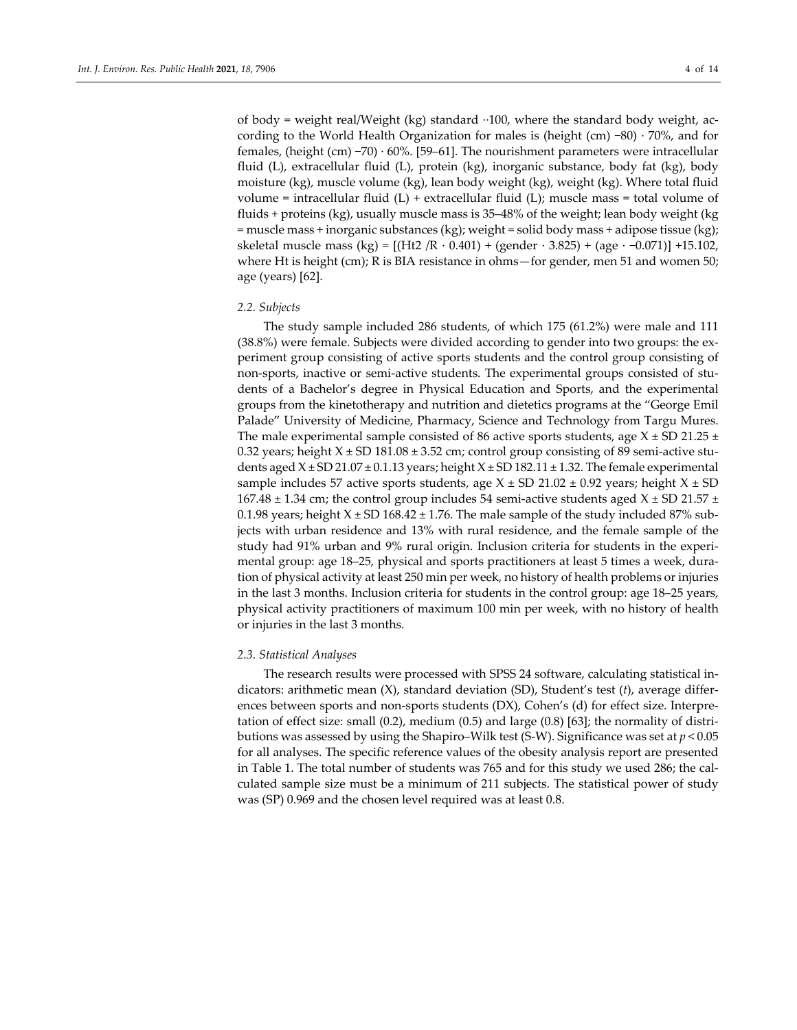of body = weight real/Weight (kg) standard ··100, where the standard body weight, according to the World Health Organization for males is (height (cm) −80) · 70%, and for females, (height (cm) −70) · 60%. [59–61]. The nourishment parameters were intracellular fluid (L), extracellular fluid (L), protein (kg), inorganic substance, body fat (kg), body moisture (kg), muscle volume (kg), lean body weight (kg), weight (kg). Where total fluid volume = intracellular fluid (L) + extracellular fluid (L); muscle mass = total volume of fluids + proteins (kg), usually muscle mass is 35–48% of the weight; lean body weight (kg = muscle mass + inorganic substances (kg); weight = solid body mass + adipose tissue (kg); skeletal muscle mass (kg) = [(Ht2 /R · 0.401) + (gender · 3.825) + (age · −0.071)] +15.102, where Ht is height (cm); R is BIA resistance in ohms—for gender, men 51 and women 50; age (years) [62].

### 2.2. Subjects

The study sample included 286 students, of which 175 (61.2%) were male and 111 (38.8%) were female. Subjects were divided according to gender into two groups: the experiment group consisting of active sports students and the control group consisting of non-sports, inactive or semi-active students. The experimental groups consisted of students of a Bachelor's degree in Physical Education and Sports, and the experimental groups from the kinetotherapy and nutrition and dietetics programs at the "George Emil Palade" University of Medicine, Pharmacy, Science and Technology from Targu Mures. The male experimental sample consisted of 86 active sports students, age X ± SD 21.25 ± 0.32 years; height X ± SD 181.08 ± 3.52 cm; control group consisting of 89 semi-active students aged X ± SD 21.07 ± 0.1.13 years; height X ± SD 182.11 ± 1.32. The female experimental sample includes 57 active sports students, age X ± SD 21.02 ± 0.92 years; height X ± SD 167.48 ± 1.34 cm; the control group includes 54 semi-active students aged X ± SD 21.57 ± 0.1.98 years; height X ± SD 168.42 ± 1.76. The male sample of the study included 87% subjects with urban residence and 13% with rural residence, and the female sample of the study had 91% urban and 9% rural origin. Inclusion criteria for students in the experimental group: age 18–25, physical and sports practitioners at least 5 times a week, duration of physical activity at least 250 min per week, no history of health problems or injuries in the last 3 months. Inclusion criteria for students in the control group: age 18–25 years, physical activity practitioners of maximum 100 min per week, with no history of health or injuries in the last 3 months.

### 2.3. Statistical Analyses

The research results were processed with SPSS 24 software, calculating statistical indicators: arithmetic mean (X), standard deviation (SD), Student's test ($t$), average differences between sports and non-sports students (DX), Cohen's (d) for effect size. Interpretation of effect size: small (0.2), medium (0.5) and large (0.8) [63]; the normality of distributions was assessed by using the Shapiro–Wilk test (S-W). Significance was set at $p < 0.05$ for all analyses. The specific reference values of the obesity analysis report are presented in Table 1. The total number of students was 765 and for this study we used 286; the calculated sample size must be a minimum of 211 subjects. The statistical power of study was (SP) 0.969 and the chosen level required was at least 0.8.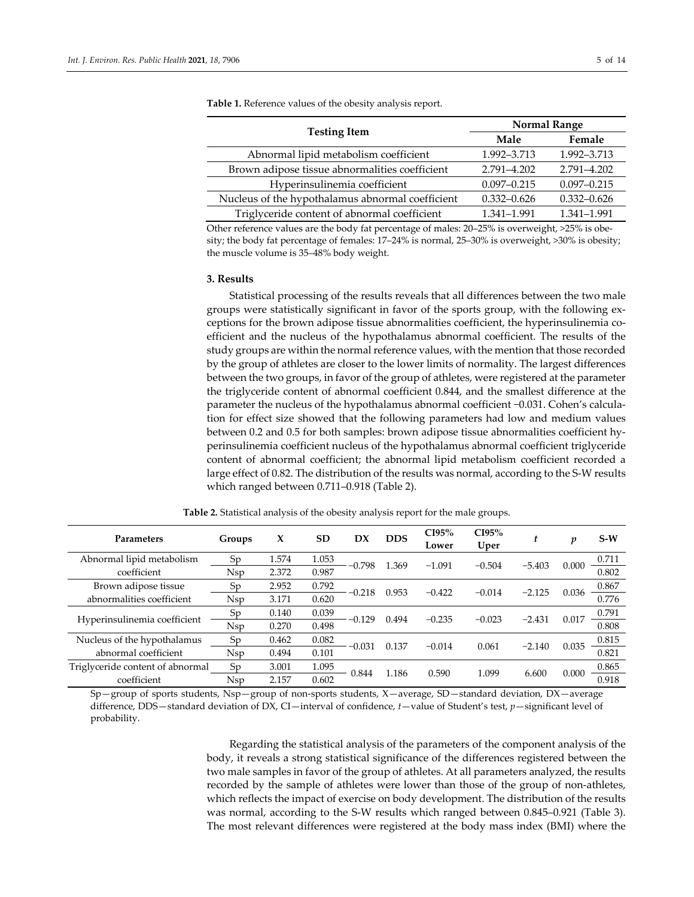**Table 1.** Reference values of the obesity analysis report.

| Testing Item | Normal Range | |
|---|---|---|
| | Male | Female |
| Abnormal lipid metabolism coefficient | 1.992–3.713 | 1.992–3.713 |
| Brown adipose tissue abnormalities coefficient | 2.791–4.202 | 2.791–4.202 |
| Hyperinsulinemia coefficient | 0.097–0.215 | 0.097–0.215 |
| Nucleus of the hypothalamus abnormal coefficient | 0.332–0.626 | 0.332–0.626 |
| Triglyceride content of abnormal coefficient | 1.341–1.991 | 1.341–1.991 |

Other reference values are the body fat percentage of males: 20–25% is overweight, >25% is obesity; the body fat percentage of females: 17–24% is normal, 25–30% is overweight, >30% is obesity; the muscle volume is 35–48% body weight.

## 3. Results

Statistical processing of the results reveals that all differences between the two male groups were statistically significant in favor of the sports group, with the following exceptions for the brown adipose tissue abnormalities coefficient, the hyperinsulinemia coefficient and the nucleus of the hypothalamus abnormal coefficient. The results of the study groups are within the normal reference values, with the mention that those recorded by the group of athletes are closer to the lower limits of normality. The largest differences between the two groups, in favor of the group of athletes, were registered at the parameter the triglyceride content of abnormal coefficient 0.844, and the smallest difference at the parameter the nucleus of the hypothalamus abnormal coefficient −0.031. Cohen's calculation for effect size showed that the following parameters had low and medium values between 0.2 and 0.5 for both samples: brown adipose tissue abnormalities coefficient hyperinsulinemia coefficient nucleus of the hypothalamus abnormal coefficient triglyceride content of abnormal coefficient; the abnormal lipid metabolism coefficient recorded a large effect of 0.82. The distribution of the results was normal, according to the S-W results which ranged between 0.711–0.918 (Table 2).

**Table 2.** Statistical analysis of the obesity analysis report for the male groups.

| Parameters | Groups | X | SD | DX | DDS | CI95% Lower | CI95% Uper | *t* | *p* | S-W |
|---|---|---|---|---|---|---|---|---|---|---|
| Abnormal lipid metabolism coefficient | Sp | 1.574 | 1.053 | −0.798 | 1.369 | −1.091 | −0.504 | −5.403 | 0.000 | 0.711 |
| | Nsp | 2.372 | 0.987 | | | | | | | 0.802 |
| Brown adipose tissue abnormalities coefficient | Sp | 2.952 | 0.792 | −0.218 | 0.953 | −0.422 | −0.014 | −2.125 | 0.036 | 0.867 |
| | Nsp | 3.171 | 0.620 | | | | | | | 0.776 |
| Hyperinsulinemia coefficient | Sp | 0.140 | 0.039 | −0.129 | 0.494 | −0.235 | −0.023 | −2.431 | 0.017 | 0.791 |
| | Nsp | 0.270 | 0.498 | | | | | | | 0.808 |
| Nucleus of the hypothalamus abnormal coefficient | Sp | 0.462 | 0.082 | −0.031 | 0.137 | −0.014 | 0.061 | −2.140 | 0.035 | 0.815 |
| | Nsp | 0.494 | 0.101 | | | | | | | 0.821 |
| Triglyceride content of abnormal coefficient | Sp | 3.001 | 1.095 | 0.844 | 1.186 | 0.590 | 1.099 | 6.600 | 0.000 | 0.865 |
| | Nsp | 2.157 | 0.602 | | | | | | | 0.918 |

Sp—group of sports students, Nsp—group of non-sports students, X—average, SD—standard deviation, DX—average difference, DDS—standard deviation of DX, CI—interval of confidence, *t*—value of Student's test, *p*—significant level of probability.

Regarding the statistical analysis of the parameters of the component analysis of the body, it reveals a strong statistical significance of the differences registered between the two male samples in favor of the group of athletes. At all parameters analyzed, the results recorded by the sample of athletes were lower than those of the group of non-athletes, which reflects the impact of exercise on body development. The distribution of the results was normal, according to the S-W results which ranged between 0.845–0.921 (Table 3). The most relevant differences were registered at the body mass index (BMI) where the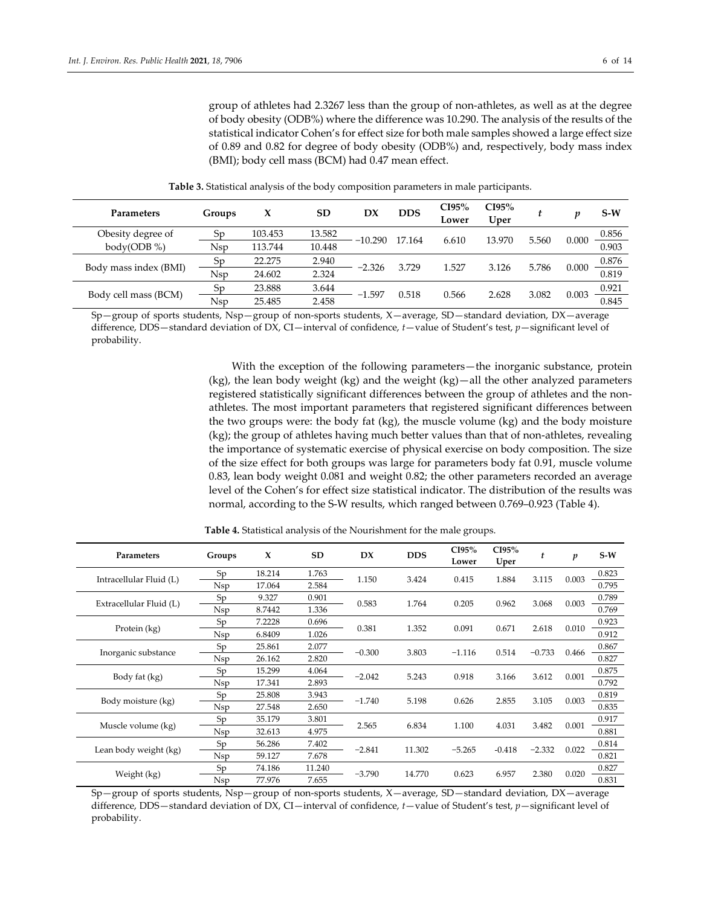group of athletes had 2.3267 less than the group of non-athletes, as well as at the degree of body obesity (ODB%) where the difference was 10.290. The analysis of the results of the statistical indicator Cohen's for effect size for both male samples showed a large effect size of 0.89 and 0.82 for degree of body obesity (ODB%) and, respectively, body mass index (BMI); body cell mass (BCM) had 0.47 mean effect.

**Table 3.** Statistical analysis of the body composition parameters in male participants.

| Parameters | Groups | X | SD | DX | DDS | CI95% Lower | CI95% Uper | *t* | *p* | S-W |
|---|---|---|---|---|---|---|---|---|---|---|
| Obesity degree of body(ODB %) | Sp | 103.453 | 13.582 | −10.290 | 17.164 | 6.610 | 13.970 | 5.560 | 0.000 | 0.856 |
| | Nsp | 113.744 | 10.448 | | | | | | | 0.903 |
| Body mass index (BMI) | Sp | 22.275 | 2.940 | −2.326 | 3.729 | 1.527 | 3.126 | 5.786 | 0.000 | 0.876 |
| | Nsp | 24.602 | 2.324 | | | | | | | 0.819 |
| Body cell mass (BCM) | Sp | 23.888 | 3.644 | −1.597 | 0.518 | 0.566 | 2.628 | 3.082 | 0.003 | 0.921 |
| | Nsp | 25.485 | 2.458 | | | | | | | 0.845 |

Sp—group of sports students, Nsp—group of non-sports students, X—average, SD—standard deviation, DX—average difference, DDS—standard deviation of DX, CI—interval of confidence, *t*—value of Student's test, *p*—significant level of probability.

With the exception of the following parameters—the inorganic substance, protein (kg), the lean body weight (kg) and the weight (kg)—all the other analyzed parameters registered statistically significant differences between the group of athletes and the non-athletes. The most important parameters that registered significant differences between the two groups were: the body fat (kg), the muscle volume (kg) and the body moisture (kg); the group of athletes having much better values than that of non-athletes, revealing the importance of systematic exercise of physical exercise on body composition. The size of the size effect for both groups was large for parameters body fat 0.91, muscle volume 0.83, lean body weight 0.081 and weight 0.82; the other parameters recorded an average level of the Cohen's for effect size statistical indicator. The distribution of the results was normal, according to the S-W results, which ranged between 0.769–0.923 (Table 4).

**Table 4.** Statistical analysis of the Nourishment for the male groups.

| Parameters | Groups | X | SD | DX | DDS | CI95% Lower | CI95% Uper | *t* | *p* | S-W |
|---|---|---|---|---|---|---|---|---|---|---|
| Intracellular Fluid (L) | Sp | 18.214 | 1.763 | 1.150 | 3.424 | 0.415 | 1.884 | 3.115 | 0.003 | 0.823 |
| | Nsp | 17.064 | 2.584 | | | | | | | 0.795 |
| Extracellular Fluid (L) | Sp | 9.327 | 0.901 | 0.583 | 1.764 | 0.205 | 0.962 | 3.068 | 0.003 | 0.789 |
| | Nsp | 8.7442 | 1.336 | | | | | | | 0.769 |
| Protein (kg) | Sp | 7.2228 | 0.696 | 0.381 | 1.352 | 0.091 | 0.671 | 2.618 | 0.010 | 0.923 |
| | Nsp | 6.8409 | 1.026 | | | | | | | 0.912 |
| Inorganic substance | Sp | 25.861 | 2.077 | −0.300 | 3.803 | −1.116 | 0.514 | −0.733 | 0.466 | 0.867 |
| | Nsp | 26.162 | 2.820 | | | | | | | 0.827 |
| Body fat (kg) | Sp | 15.299 | 4.064 | −2.042 | 5.243 | 0.918 | 3.166 | 3.612 | 0.001 | 0.875 |
| | Nsp | 17.341 | 2.893 | | | | | | | 0.792 |
| Body moisture (kg) | Sp | 25.808 | 3.943 | −1.740 | 5.198 | 0.626 | 2.855 | 3.105 | 0.003 | 0.819 |
| | Nsp | 27.548 | 2.650 | | | | | | | 0.835 |
| Muscle volume (kg) | Sp | 35.179 | 3.801 | 2.565 | 6.834 | 1.100 | 4.031 | 3.482 | 0.001 | 0.917 |
| | Nsp | 32.613 | 4.975 | | | | | | | 0.881 |
| Lean body weight (kg) | Sp | 56.286 | 7.402 | −2.841 | 11.302 | −5.265 | -0.418 | −2.332 | 0.022 | 0.814 |
| | Nsp | 59.127 | 7.678 | | | | | | | 0.821 |
| Weight (kg) | Sp | 74.186 | 11.240 | −3.790 | 14.770 | 0.623 | 6.957 | 2.380 | 0.020 | 0.827 |
| | Nsp | 77.976 | 7.655 | | | | | | | 0.831 |

Sp—group of sports students, Nsp—group of non-sports students, X—average, SD—standard deviation, DX—average difference, DDS—standard deviation of DX, CI—interval of confidence, *t*—value of Student's test, *p*—significant level of probability.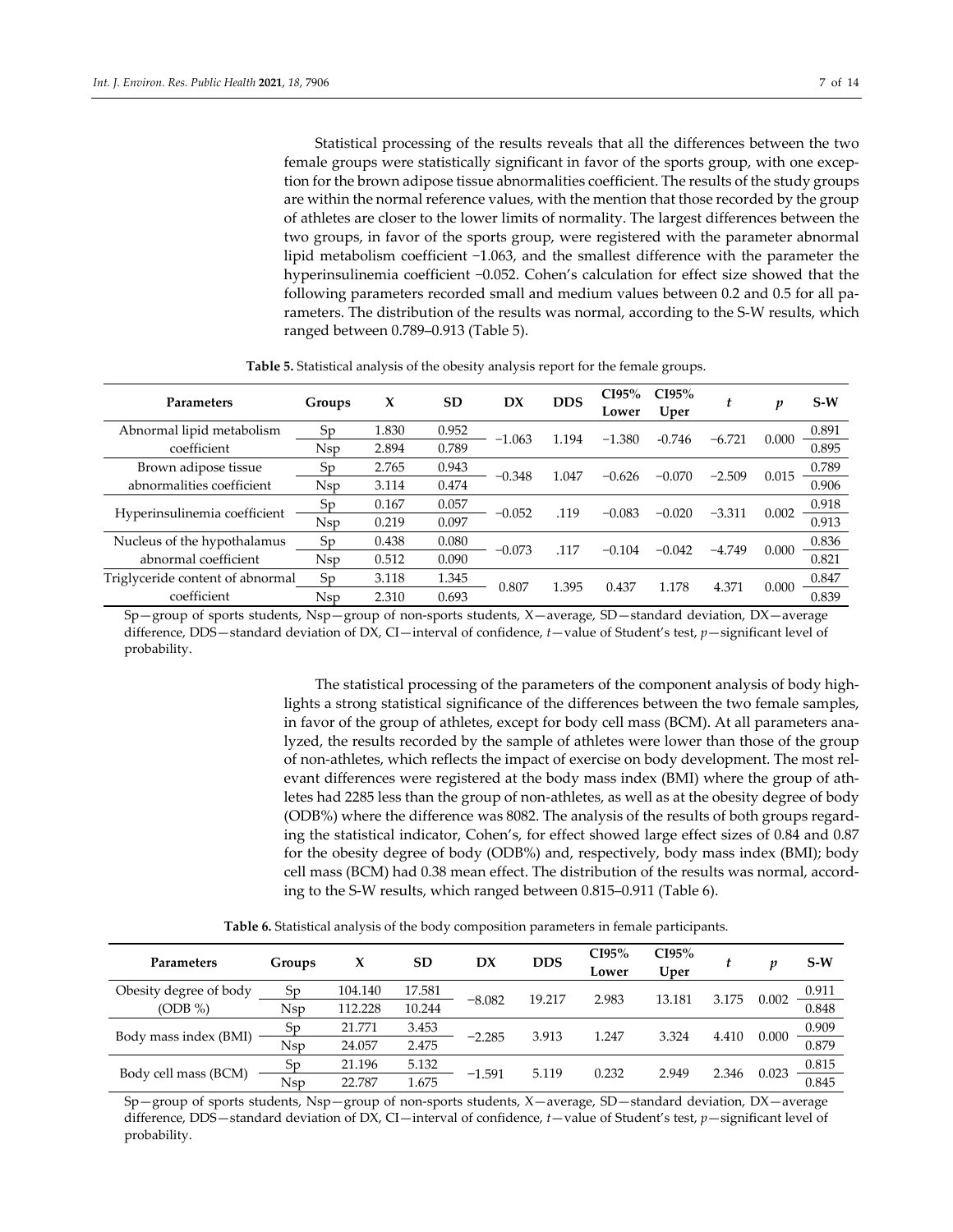Statistical processing of the results reveals that all the differences between the two female groups were statistically significant in favor of the sports group, with one exception for the brown adipose tissue abnormalities coefficient. The results of the study groups are within the normal reference values, with the mention that those recorded by the group of athletes are closer to the lower limits of normality. The largest differences between the two groups, in favor of the sports group, were registered with the parameter abnormal lipid metabolism coefficient −1.063, and the smallest difference with the parameter the hyperinsulinemia coefficient −0.052. Cohen's calculation for effect size showed that the following parameters recorded small and medium values between 0.2 and 0.5 for all parameters. The distribution of the results was normal, according to the S-W results, which ranged between 0.789–0.913 (Table 5).

**Table 5.** Statistical analysis of the obesity analysis report for the female groups.

| Parameters | Groups | X | SD | DX | DDS | CI95% Lower | CI95% Uper | *t* | *p* | S-W |
|---|---|---|---|---|---|---|---|---|---|---|
| Abnormal lipid metabolism coefficient | Sp | 1.830 | 0.952 | −1.063 | 1.194 | −1.380 | -0.746 | −6.721 | 0.000 | 0.891 |
| | Nsp | 2.894 | 0.789 | | | | | | | 0.895 |
| Brown adipose tissue abnormalities coefficient | Sp | 2.765 | 0.943 | −0.348 | 1.047 | −0.626 | −0.070 | −2.509 | 0.015 | 0.789 |
| | Nsp | 3.114 | 0.474 | | | | | | | 0.906 |
| Hyperinsulinemia coefficient | Sp | 0.167 | 0.057 | −0.052 | .119 | −0.083 | −0.020 | −3.311 | 0.002 | 0.918 |
| | Nsp | 0.219 | 0.097 | | | | | | | 0.913 |
| Nucleus of the hypothalamus abnormal coefficient | Sp | 0.438 | 0.080 | −0.073 | .117 | −0.104 | −0.042 | −4.749 | 0.000 | 0.836 |
| | Nsp | 0.512 | 0.090 | | | | | | | 0.821 |
| Triglyceride content of abnormal coefficient | Sp | 3.118 | 1.345 | 0.807 | 1.395 | 0.437 | 1.178 | 4.371 | 0.000 | 0.847 |
| | Nsp | 2.310 | 0.693 | | | | | | | 0.839 |

Sp—group of sports students, Nsp—group of non-sports students, X—average, SD—standard deviation, DX—average difference, DDS—standard deviation of DX, CI—interval of confidence, *t*—value of Student's test, *p*—significant level of probability.

The statistical processing of the parameters of the component analysis of body highlights a strong statistical significance of the differences between the two female samples, in favor of the group of athletes, except for body cell mass (BCM). At all parameters analyzed, the results recorded by the sample of athletes were lower than those of the group of non-athletes, which reflects the impact of exercise on body development. The most relevant differences were registered at the body mass index (BMI) where the group of athletes had 2285 less than the group of non-athletes, as well as at the obesity degree of body (ODB%) where the difference was 8082. The analysis of the results of both groups regarding the statistical indicator, Cohen's, for effect showed large effect sizes of 0.84 and 0.87 for the obesity degree of body (ODB%) and, respectively, body mass index (BMI); body cell mass (BCM) had 0.38 mean effect. The distribution of the results was normal, according to the S-W results, which ranged between 0.815–0.911 (Table 6).

**Table 6.** Statistical analysis of the body composition parameters in female participants.

| Parameters | Groups | X | SD | DX | DDS | CI95% Lower | CI95% Uper | *t* | *p* | S-W |
|---|---|---|---|---|---|---|---|---|---|---|
| Obesity degree of body (ODB %) | Sp | 104.140 | 17.581 | −8.082 | 19.217 | 2.983 | 13.181 | 3.175 | 0.002 | 0.911 |
| | Nsp | 112.228 | 10.244 | | | | | | | 0.848 |
| Body mass index (BMI) | Sp | 21.771 | 3.453 | −2.285 | 3.913 | 1.247 | 3.324 | 4.410 | 0.000 | 0.909 |
| | Nsp | 24.057 | 2.475 | | | | | | | 0.879 |
| Body cell mass (BCM) | Sp | 21.196 | 5.132 | −1.591 | 5.119 | 0.232 | 2.949 | 2.346 | 0.023 | 0.815 |
| | Nsp | 22.787 | 1.675 | | | | | | | 0.845 |

Sp—group of sports students, Nsp—group of non-sports students, X—average, SD—standard deviation, DX—average difference, DDS—standard deviation of DX, CI—interval of confidence, *t*—value of Student's test, *p*—significant level of probability.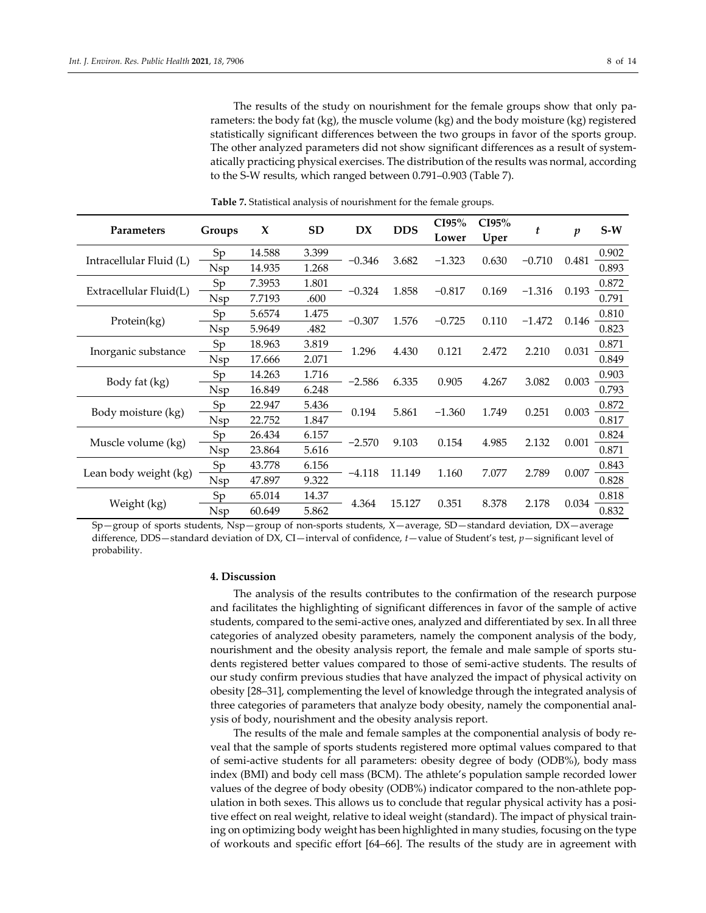The results of the study on nourishment for the female groups show that only parameters: the body fat (kg), the muscle volume (kg) and the body moisture (kg) registered statistically significant differences between the two groups in favor of the sports group. The other analyzed parameters did not show significant differences as a result of systematically practicing physical exercises. The distribution of the results was normal, according to the S-W results, which ranged between 0.791–0.903 (Table 7).

**Table 7.** Statistical analysis of nourishment for the female groups.

| Parameters | Groups | X | SD | DX | DDS | CI95% Lower | CI95% Uper | $t$ | $p$ | S-W |
|---|---|---|---|---|---|---|---|---|---|---|
| Intracellular Fluid (L) | Sp | 14.588 | 3.399 | −0.346 | 3.682 | −1.323 | 0.630 | −0.710 | 0.481 | 0.902 |
| | Nsp | 14.935 | 1.268 | | | | | | | 0.893 |
| Extracellular Fluid(L) | Sp | 7.3953 | 1.801 | −0.324 | 1.858 | −0.817 | 0.169 | −1.316 | 0.193 | 0.872 |
| | Nsp | 7.7193 | .600 | | | | | | | 0.791 |
| Protein(kg) | Sp | 5.6574 | 1.475 | −0.307 | 1.576 | −0.725 | 0.110 | −1.472 | 0.146 | 0.810 |
| | Nsp | 5.9649 | .482 | | | | | | | 0.823 |
| Inorganic substance | Sp | 18.963 | 3.819 | 1.296 | 4.430 | 0.121 | 2.472 | 2.210 | 0.031 | 0.871 |
| | Nsp | 17.666 | 2.071 | | | | | | | 0.849 |
| Body fat (kg) | Sp | 14.263 | 1.716 | −2.586 | 6.335 | 0.905 | 4.267 | 3.082 | 0.003 | 0.903 |
| | Nsp | 16.849 | 6.248 | | | | | | | 0.793 |
| Body moisture (kg) | Sp | 22.947 | 5.436 | 0.194 | 5.861 | −1.360 | 1.749 | 0.251 | 0.003 | 0.872 |
| | Nsp | 22.752 | 1.847 | | | | | | | 0.817 |
| Muscle volume (kg) | Sp | 26.434 | 6.157 | −2.570 | 9.103 | 0.154 | 4.985 | 2.132 | 0.001 | 0.824 |
| | Nsp | 23.864 | 5.616 | | | | | | | 0.871 |
| Lean body weight (kg) | Sp | 43.778 | 6.156 | −4.118 | 11.149 | 1.160 | 7.077 | 2.789 | 0.007 | 0.843 |
| | Nsp | 47.897 | 9.322 | | | | | | | 0.828 |
| Weight (kg) | Sp | 65.014 | 14.37 | 4.364 | 15.127 | 0.351 | 8.378 | 2.178 | 0.034 | 0.818 |
| | Nsp | 60.649 | 5.862 | | | | | | | 0.832 |

Sp—group of sports students, Nsp—group of non-sports students, X—average, SD—standard deviation, DX—average difference, DDS—standard deviation of DX, CI—interval of confidence, $t$—value of Student's test, $p$—significant level of probability.

## 4. Discussion

The analysis of the results contributes to the confirmation of the research purpose and facilitates the highlighting of significant differences in favor of the sample of active students, compared to the semi-active ones, analyzed and differentiated by sex. In all three categories of analyzed obesity parameters, namely the component analysis of the body, nourishment and the obesity analysis report, the female and male sample of sports students registered better values compared to those of semi-active students. The results of our study confirm previous studies that have analyzed the impact of physical activity on obesity [28–31], complementing the level of knowledge through the integrated analysis of three categories of parameters that analyze body obesity, namely the componential analysis of body, nourishment and the obesity analysis report.

The results of the male and female samples at the componential analysis of body reveal that the sample of sports students registered more optimal values compared to that of semi-active students for all parameters: obesity degree of body (ODB%), body mass index (BMI) and body cell mass (BCM). The athlete's population sample recorded lower values of the degree of body obesity (ODB%) indicator compared to the non-athlete population in both sexes. This allows us to conclude that regular physical activity has a positive effect on real weight, relative to ideal weight (standard). The impact of physical training on optimizing body weight has been highlighted in many studies, focusing on the type of workouts and specific effort [64–66]. The results of the study are in agreement with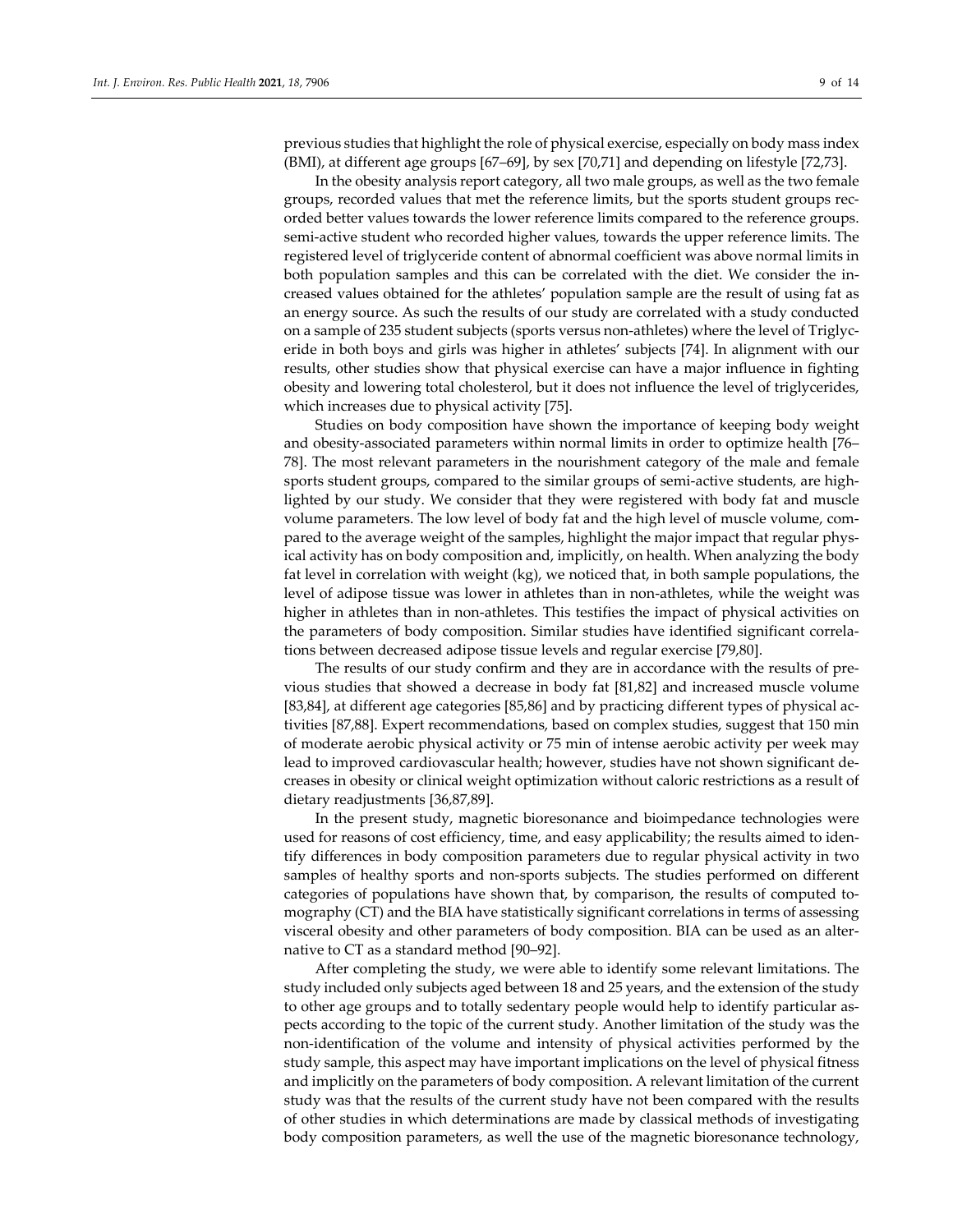previous studies that highlight the role of physical exercise, especially on body mass index (BMI), at different age groups [67–69], by sex [70,71] and depending on lifestyle [72,73].

In the obesity analysis report category, all two male groups, as well as the two female groups, recorded values that met the reference limits, but the sports student groups recorded better values towards the lower reference limits compared to the reference groups. semi-active student who recorded higher values, towards the upper reference limits. The registered level of triglyceride content of abnormal coefficient was above normal limits in both population samples and this can be correlated with the diet. We consider the increased values obtained for the athletes' population sample are the result of using fat as an energy source. As such the results of our study are correlated with a study conducted on a sample of 235 student subjects (sports versus non-athletes) where the level of Triglyceride in both boys and girls was higher in athletes' subjects [74]. In alignment with our results, other studies show that physical exercise can have a major influence in fighting obesity and lowering total cholesterol, but it does not influence the level of triglycerides, which increases due to physical activity [75].

Studies on body composition have shown the importance of keeping body weight and obesity-associated parameters within normal limits in order to optimize health [76–78]. The most relevant parameters in the nourishment category of the male and female sports student groups, compared to the similar groups of semi-active students, are highlighted by our study. We consider that they were registered with body fat and muscle volume parameters. The low level of body fat and the high level of muscle volume, compared to the average weight of the samples, highlight the major impact that regular physical activity has on body composition and, implicitly, on health. When analyzing the body fat level in correlation with weight (kg), we noticed that, in both sample populations, the level of adipose tissue was lower in athletes than in non-athletes, while the weight was higher in athletes than in non-athletes. This testifies the impact of physical activities on the parameters of body composition. Similar studies have identified significant correlations between decreased adipose tissue levels and regular exercise [79,80].

The results of our study confirm and they are in accordance with the results of previous studies that showed a decrease in body fat [81,82] and increased muscle volume [83,84], at different age categories [85,86] and by practicing different types of physical activities [87,88]. Expert recommendations, based on complex studies, suggest that 150 min of moderate aerobic physical activity or 75 min of intense aerobic activity per week may lead to improved cardiovascular health; however, studies have not shown significant decreases in obesity or clinical weight optimization without caloric restrictions as a result of dietary readjustments [36,87,89].

In the present study, magnetic bioresonance and bioimpedance technologies were used for reasons of cost efficiency, time, and easy applicability; the results aimed to identify differences in body composition parameters due to regular physical activity in two samples of healthy sports and non-sports subjects. The studies performed on different categories of populations have shown that, by comparison, the results of computed tomography (CT) and the BIA have statistically significant correlations in terms of assessing visceral obesity and other parameters of body composition. BIA can be used as an alternative to CT as a standard method [90–92].

After completing the study, we were able to identify some relevant limitations. The study included only subjects aged between 18 and 25 years, and the extension of the study to other age groups and to totally sedentary people would help to identify particular aspects according to the topic of the current study. Another limitation of the study was the non-identification of the volume and intensity of physical activities performed by the study sample, this aspect may have important implications on the level of physical fitness and implicitly on the parameters of body composition. A relevant limitation of the current study was that the results of the current study have not been compared with the results of other studies in which determinations are made by classical methods of investigating body composition parameters, as well the use of the magnetic bioresonance technology,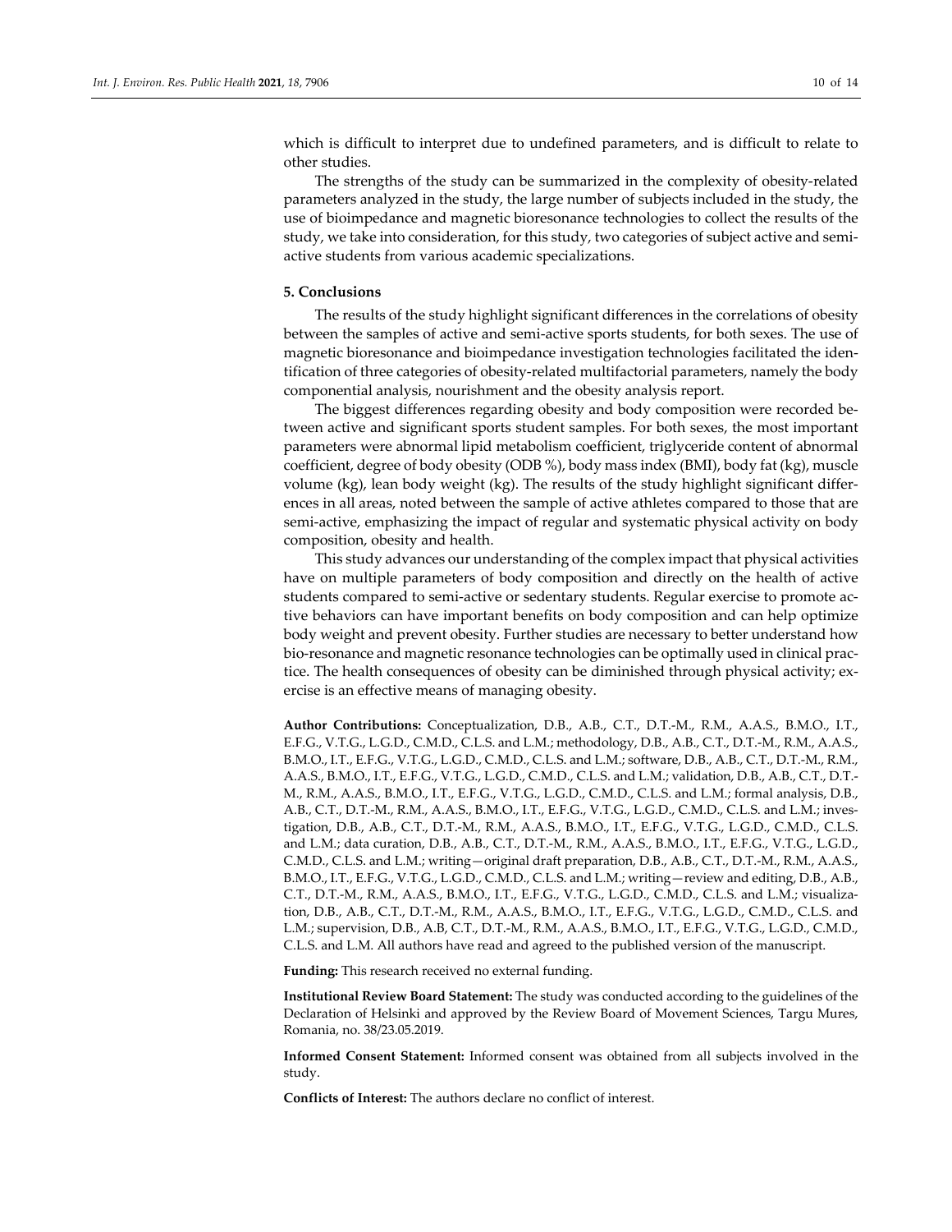which is difficult to interpret due to undefined parameters, and is difficult to relate to other studies.

The strengths of the study can be summarized in the complexity of obesity-related parameters analyzed in the study, the large number of subjects included in the study, the use of bioimpedance and magnetic bioresonance technologies to collect the results of the study, we take into consideration, for this study, two categories of subject active and semi-active students from various academic specializations.

## 5. Conclusions

The results of the study highlight significant differences in the correlations of obesity between the samples of active and semi-active sports students, for both sexes. The use of magnetic bioresonance and bioimpedance investigation technologies facilitated the identification of three categories of obesity-related multifactorial parameters, namely the body componential analysis, nourishment and the obesity analysis report.

The biggest differences regarding obesity and body composition were recorded between active and significant sports student samples. For both sexes, the most important parameters were abnormal lipid metabolism coefficient, triglyceride content of abnormal coefficient, degree of body obesity (ODB %), body mass index (BMI), body fat (kg), muscle volume (kg), lean body weight (kg). The results of the study highlight significant differences in all areas, noted between the sample of active athletes compared to those that are semi-active, emphasizing the impact of regular and systematic physical activity on body composition, obesity and health.

This study advances our understanding of the complex impact that physical activities have on multiple parameters of body composition and directly on the health of active students compared to semi-active or sedentary students. Regular exercise to promote active behaviors can have important benefits on body composition and can help optimize body weight and prevent obesity. Further studies are necessary to better understand how bio-resonance and magnetic resonance technologies can be optimally used in clinical practice. The health consequences of obesity can be diminished through physical activity; exercise is an effective means of managing obesity.

**Author Contributions:** Conceptualization, D.B., A.B., C.T., D.T.-M., R.M., A.A.S., B.M.O., I.T., E.F.G., V.T.G., L.G.D., C.M.D., C.L.S. and L.M.; methodology, D.B., A.B., C.T., D.T.-M., R.M., A.A.S., B.M.O., I.T., E.F.G., V.T.G., L.G.D., C.M.D., C.L.S. and L.M.; software, D.B., A.B., C.T., D.T.-M., R.M., A.A.S., B.M.O., I.T., E.F.G., V.T.G., L.G.D., C.M.D., C.L.S. and L.M.; validation, D.B., A.B., C.T., D.T.-M., R.M., A.A.S., B.M.O., I.T., E.F.G., V.T.G., L.G.D., C.M.D., C.L.S. and L.M.; formal analysis, D.B., A.B., C.T., D.T.-M., R.M., A.A.S., B.M.O., I.T., E.F.G., V.T.G., L.G.D., C.M.D., C.L.S. and L.M.; investigation, D.B., A.B., C.T., D.T.-M., R.M., A.A.S., B.M.O., I.T., E.F.G., V.T.G., L.G.D., C.M.D., C.L.S. and L.M.; data curation, D.B., A.B., C.T., D.T.-M., R.M., A.A.S., B.M.O., I.T., E.F.G., V.T.G., L.G.D., C.M.D., C.L.S. and L.M.; writing—original draft preparation, D.B., A.B., C.T., D.T.-M., R.M., A.A.S., B.M.O., I.T., E.F.G., V.T.G., L.G.D., C.M.D., C.L.S. and L.M.; writing—review and editing, D.B., A.B., C.T., D.T.-M., R.M., A.A.S., B.M.O., I.T., E.F.G., V.T.G., L.G.D., C.M.D., C.L.S. and L.M.; visualization, D.B., A.B., C.T., D.T.-M., R.M., A.A.S., B.M.O., I.T., E.F.G., V.T.G., L.G.D., C.M.D., C.L.S. and L.M.; supervision, D.B., A.B, C.T., D.T.-M., R.M., A.A.S., B.M.O., I.T., E.F.G., V.T.G., L.G.D., C.M.D., C.L.S. and L.M. All authors have read and agreed to the published version of the manuscript.

**Funding:** This research received no external funding.

**Institutional Review Board Statement:** The study was conducted according to the guidelines of the Declaration of Helsinki and approved by the Review Board of Movement Sciences, Targu Mures, Romania, no. 38/23.05.2019.

**Informed Consent Statement:** Informed consent was obtained from all subjects involved in the study.

**Conflicts of Interest:** The authors declare no conflict of interest.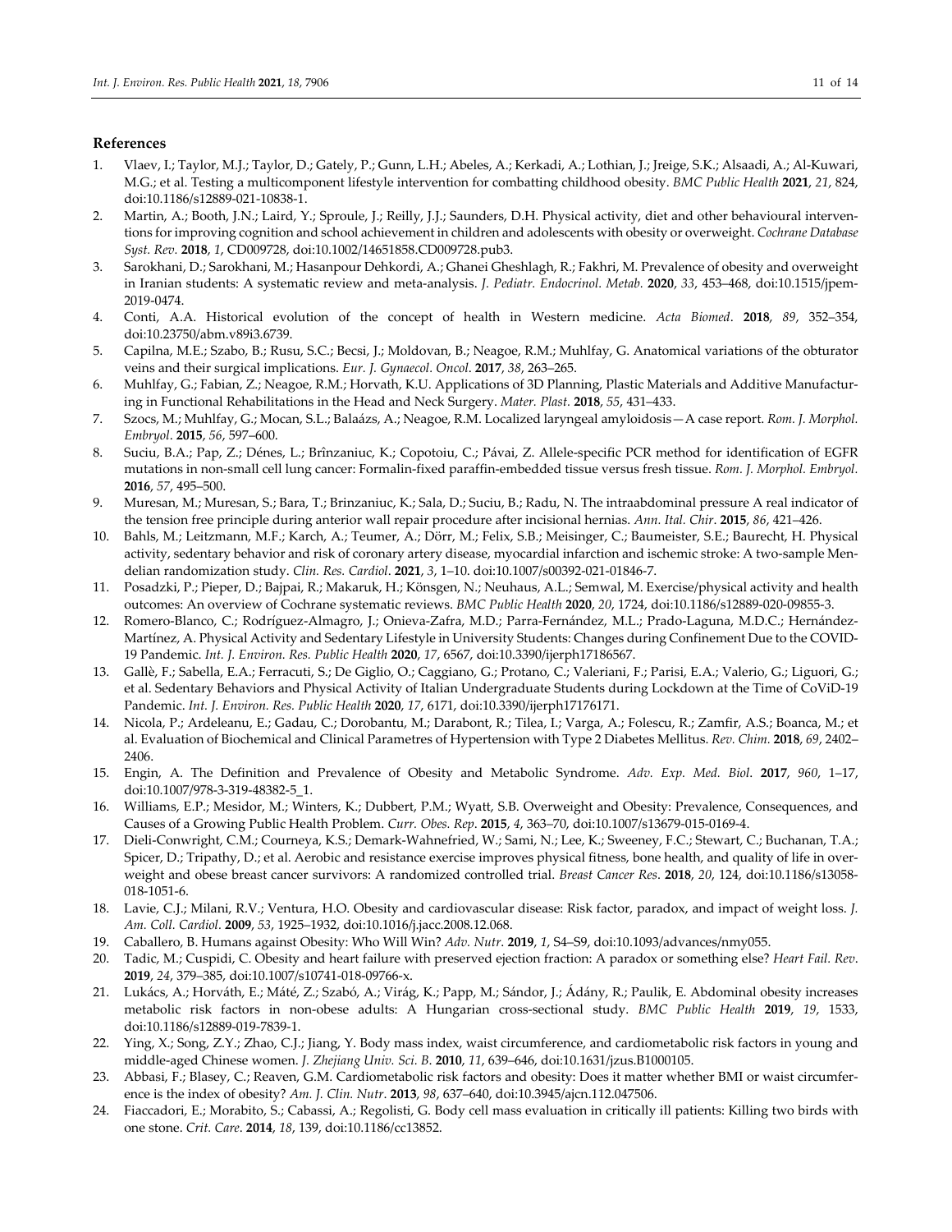## References

1. Vlaev, I.; Taylor, M.J.; Taylor, D.; Gately, P.; Gunn, L.H.; Abeles, A.; Kerkadi, A.; Lothian, J.; Jreige, S.K.; Alsaadi, A.; Al-Kuwari, M.G.; et al. Testing a multicomponent lifestyle intervention for combatting childhood obesity. *BMC Public Health* **2021**, *21*, 824, doi:10.1186/s12889-021-10838-1.
2. Martin, A.; Booth, J.N.; Laird, Y.; Sproule, J.; Reilly, J.J.; Saunders, D.H. Physical activity, diet and other behavioural interventions for improving cognition and school achievement in children and adolescents with obesity or overweight. *Cochrane Database Syst. Rev.* **2018**, *1*, CD009728, doi:10.1002/14651858.CD009728.pub3.
3. Sarokhani, D.; Sarokhani, M.; Hasanpour Dehkordi, A.; Ghanei Gheshlagh, R.; Fakhri, M. Prevalence of obesity and overweight in Iranian students: A systematic review and meta-analysis. *J. Pediatr. Endocrinol. Metab.* **2020**, *33*, 453–468, doi:10.1515/jpem-2019-0474.
4. Conti, A.A. Historical evolution of the concept of health in Western medicine. *Acta Biomed*. **2018**, *89*, 352–354, doi:10.23750/abm.v89i3.6739.
5. Capilna, M.E.; Szabo, B.; Rusu, S.C.; Becsi, J.; Moldovan, B.; Neagoe, R.M.; Muhlfay, G. Anatomical variations of the obturator veins and their surgical implications. *Eur. J. Gynaecol. Oncol*. **2017**, *38*, 263–265.
6. Muhlfay, G.; Fabian, Z.; Neagoe, R.M.; Horvath, K.U. Applications of 3D Planning, Plastic Materials and Additive Manufacturing in Functional Rehabilitations in the Head and Neck Surgery. *Mater. Plast.* **2018**, *55*, 431–433.
7. Szocs, M.; Muhlfay, G.; Mocan, S.L.; Balaázs, A.; Neagoe, R.M. Localized laryngeal amyloidosis—A case report. *Rom. J. Morphol. Embryol*. **2015**, *56*, 597–600.
8. Suciu, B.A.; Pap, Z.; Dénes, L.; Brînzaniuc, K.; Copotoiu, C.; Pávai, Z. Allele-specific PCR method for identification of EGFR mutations in non-small cell lung cancer: Formalin-fixed paraffin-embedded tissue versus fresh tissue. *Rom. J. Morphol. Embryol.* **2016**, *57*, 495–500.
9. Muresan, M.; Muresan, S.; Bara, T.; Brinzaniuc, K.; Sala, D.; Suciu, B.; Radu, N. The intraabdominal pressure A real indicator of the tension free principle during anterior wall repair procedure after incisional hernias. *Ann. Ital. Chir*. **2015**, *86*, 421–426.
10. Bahls, M.; Leitzmann, M.F.; Karch, A.; Teumer, A.; Dörr, M.; Felix, S.B.; Meisinger, C.; Baumeister, S.E.; Baurecht, H. Physical activity, sedentary behavior and risk of coronary artery disease, myocardial infarction and ischemic stroke: A two-sample Mendelian randomization study. *Clin. Res. Cardiol*. **2021**, *3*, 1–10. doi:10.1007/s00392-021-01846-7.
11. Posadzki, P.; Pieper, D.; Bajpai, R.; Makaruk, H.; Könsgen, N.; Neuhaus, A.L.; Semwal, M. Exercise/physical activity and health outcomes: An overview of Cochrane systematic reviews. *BMC Public Health* **2020**, *20*, 1724, doi:10.1186/s12889-020-09855-3.
12. Romero-Blanco, C.; Rodríguez-Almagro, J.; Onieva-Zafra, M.D.; Parra-Fernández, M.L.; Prado-Laguna, M.D.C.; Hernández-Martínez, A. Physical Activity and Sedentary Lifestyle in University Students: Changes during Confinement Due to the COVID-19 Pandemic. *Int. J. Environ. Res. Public Health* **2020**, *17*, 6567, doi:10.3390/ijerph17186567.
13. Gallè, F.; Sabella, E.A.; Ferracuti, S.; De Giglio, O.; Caggiano, G.; Protano, C.; Valeriani, F.; Parisi, E.A.; Valerio, G.; Liguori, G.; et al. Sedentary Behaviors and Physical Activity of Italian Undergraduate Students during Lockdown at the Time of CoViD-19 Pandemic. *Int. J. Environ. Res. Public Health* **2020**, *17*, 6171, doi:10.3390/ijerph17176171.
14. Nicola, P.; Ardeleanu, E.; Gadau, C.; Dorobantu, M.; Darabont, R.; Tilea, I.; Varga, A.; Folescu, R.; Zamfir, A.S.; Boanca, M.; et al. Evaluation of Biochemical and Clinical Parametres of Hypertension with Type 2 Diabetes Mellitus. *Rev. Chim.* **2018**, *69*, 2402–2406.
15. Engin, A. The Definition and Prevalence of Obesity and Metabolic Syndrome. *Adv. Exp. Med. Biol*. **2017**, *960*, 1–17, doi:10.1007/978-3-319-48382-5_1.
16. Williams, E.P.; Mesidor, M.; Winters, K.; Dubbert, P.M.; Wyatt, S.B. Overweight and Obesity: Prevalence, Consequences, and Causes of a Growing Public Health Problem. *Curr. Obes. Rep*. **2015**, *4*, 363–70, doi:10.1007/s13679-015-0169-4.
17. Dieli-Conwright, C.M.; Courneya, K.S.; Demark-Wahnefried, W.; Sami, N.; Lee, K.; Sweeney, F.C.; Stewart, C.; Buchanan, T.A.; Spicer, D.; Tripathy, D.; et al. Aerobic and resistance exercise improves physical fitness, bone health, and quality of life in overweight and obese breast cancer survivors: A randomized controlled trial. *Breast Cancer Res*. **2018**, *20*, 124, doi:10.1186/s13058-018-1051-6.
18. Lavie, C.J.; Milani, R.V.; Ventura, H.O. Obesity and cardiovascular disease: Risk factor, paradox, and impact of weight loss. *J. Am. Coll. Cardiol.* **2009**, *53*, 1925–1932, doi:10.1016/j.jacc.2008.12.068.
19. Caballero, B. Humans against Obesity: Who Will Win? *Adv. Nutr*. **2019**, *1*, S4–S9, doi:10.1093/advances/nmy055.
20. Tadic, M.; Cuspidi, C. Obesity and heart failure with preserved ejection fraction: A paradox or something else? *Heart Fail. Rev*. **2019**, *24*, 379–385, doi:10.1007/s10741-018-09766-x.
21. Lukács, A.; Horváth, E.; Máté, Z.; Szabó, A.; Virág, K.; Papp, M.; Sándor, J.; Ádány, R.; Paulik, E. Abdominal obesity increases metabolic risk factors in non-obese adults: A Hungarian cross-sectional study. *BMC Public Health* **2019**, *19*, 1533, doi:10.1186/s12889-019-7839-1.
22. Ying, X.; Song, Z.Y.; Zhao, C.J.; Jiang, Y. Body mass index, waist circumference, and cardiometabolic risk factors in young and middle-aged Chinese women. *J. Zhejiang Univ. Sci. B*. **2010**, *11*, 639–646, doi:10.1631/jzus.B1000105.
23. Abbasi, F.; Blasey, C.; Reaven, G.M. Cardiometabolic risk factors and obesity: Does it matter whether BMI or waist circumference is the index of obesity? *Am. J. Clin. Nutr*. **2013**, *98*, 637–640, doi:10.3945/ajcn.112.047506.
24. Fiaccadori, E.; Morabito, S.; Cabassi, A.; Regolisti, G. Body cell mass evaluation in critically ill patients: Killing two birds with one stone. *Crit. Care*. **2014**, *18*, 139, doi:10.1186/cc13852.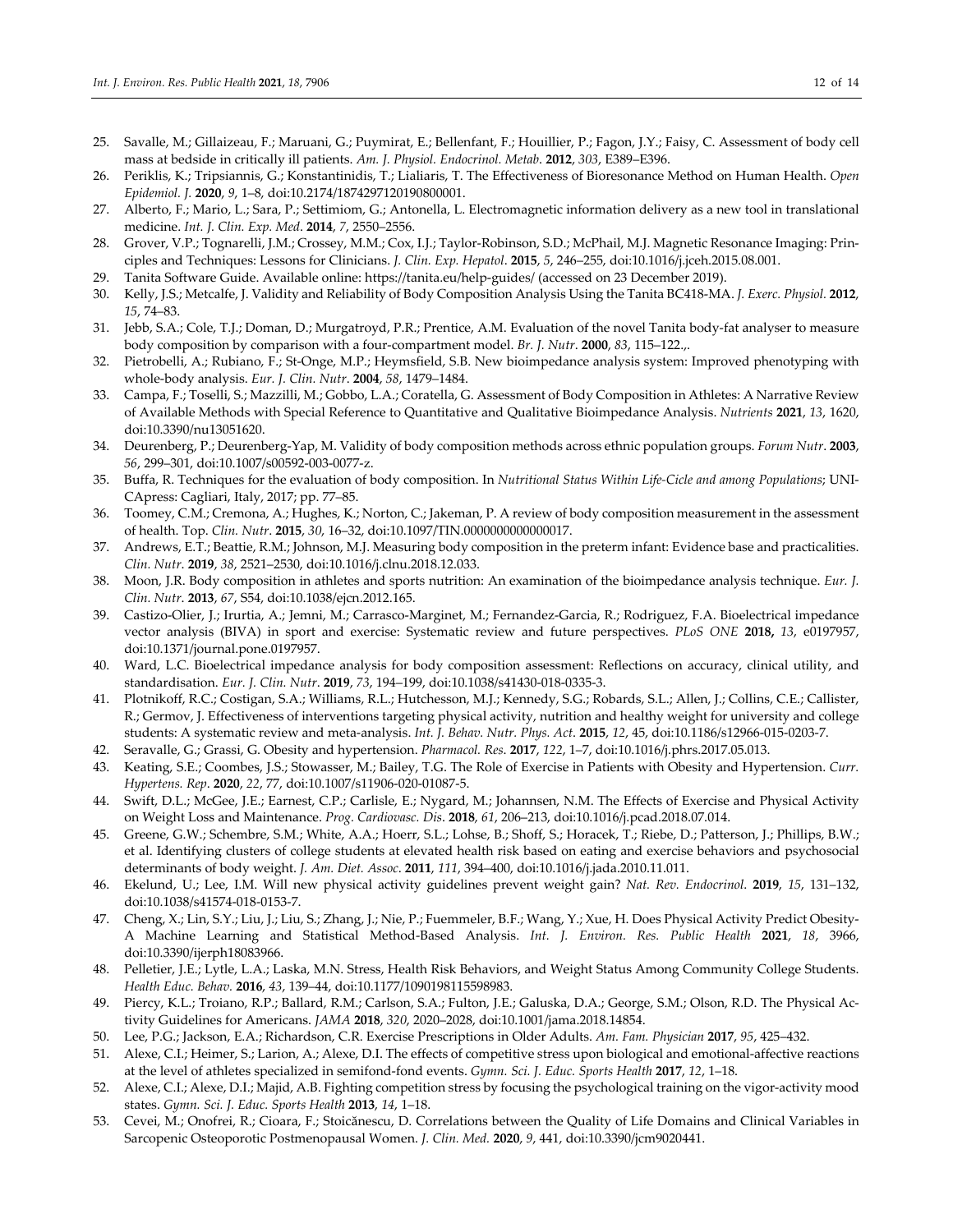25. Savalle, M.; Gillaizeau, F.; Maruani, G.; Puymirat, E.; Bellenfant, F.; Houillier, P.; Fagon, J.Y.; Faisy, C. Assessment of body cell mass at bedside in critically ill patients. *Am. J. Physiol. Endocrinol. Metab*. **2012**, *303*, E389–E396.
26. Periklis, K.; Tripsiannis, G.; Konstantinidis, T.; Lialiaris, T. The Effectiveness of Bioresonance Method on Human Health. *Open Epidemiol. J.* **2020**, *9*, 1–8, doi:10.2174/1874297120190800001.
27. Alberto, F.; Mario, L.; Sara, P.; Settimiom, G.; Antonella, L. Electromagnetic information delivery as a new tool in translational medicine. *Int. J. Clin. Exp. Med*. **2014**, *7*, 2550–2556.
28. Grover, V.P.; Tognarelli, J.M.; Crossey, M.M.; Cox, I.J.; Taylor-Robinson, S.D.; McPhail, M.J. Magnetic Resonance Imaging: Principles and Techniques: Lessons for Clinicians. *J. Clin. Exp. Hepatol*. **2015**, *5*, 246–255, doi:10.1016/j.jceh.2015.08.001.
29. Tanita Software Guide. Available online: https://tanita.eu/help-guides/ (accessed on 23 December 2019).
30. Kelly, J.S.; Metcalfe, J. Validity and Reliability of Body Composition Analysis Using the Tanita BC418-MA. *J. Exerc. Physiol*. **2012**, *15*, 74–83.
31. Jebb, S.A.; Cole, T.J.; Doman, D.; Murgatroyd, P.R.; Prentice, A.M. Evaluation of the novel Tanita body-fat analyser to measure body composition by comparison with a four-compartment model. *Br. J. Nutr*. **2000**, *83*, 115–122.,.
32. Pietrobelli, A.; Rubiano, F.; St-Onge, M.P.; Heymsfield, S.B. New bioimpedance analysis system: Improved phenotyping with whole-body analysis. *Eur. J. Clin. Nutr*. **2004**, *58*, 1479–1484.
33. Campa, F.; Toselli, S.; Mazzilli, M.; Gobbo, L.A.; Coratella, G. Assessment of Body Composition in Athletes: A Narrative Review of Available Methods with Special Reference to Quantitative and Qualitative Bioimpedance Analysis. *Nutrients* **2021**, *13*, 1620, doi:10.3390/nu13051620.
34. Deurenberg, P.; Deurenberg-Yap, M. Validity of body composition methods across ethnic population groups. *Forum Nutr*. **2003**, *56*, 299–301, doi:10.1007/s00592-003-0077-z.
35. Buffa, R. Techniques for the evaluation of body composition. In *Nutritional Status Within Life-Cicle and among Populations*; UNICApress: Cagliari, Italy, 2017; pp. 77–85.
36. Toomey, C.M.; Cremona, A.; Hughes, K.; Norton, C.; Jakeman, P. A review of body composition measurement in the assessment of health. Top. *Clin. Nutr*. **2015**, *30*, 16–32, doi:10.1097/TIN.0000000000000017.
37. Andrews, E.T.; Beattie, R.M.; Johnson, M.J. Measuring body composition in the preterm infant: Evidence base and practicalities. *Clin. Nutr*. **2019**, *38*, 2521–2530, doi:10.1016/j.clnu.2018.12.033.
38. Moon, J.R. Body composition in athletes and sports nutrition: An examination of the bioimpedance analysis technique. *Eur. J. Clin. Nutr*. **2013**, *67*, S54, doi:10.1038/ejcn.2012.165.
39. Castizo-Olier, J.; Irurtia, A.; Jemni, M.; Carrasco-Marginet, M.; Fernandez-Garcia, R.; Rodriguez, F.A. Bioelectrical impedance vector analysis (BIVA) in sport and exercise: Systematic review and future perspectives. *PLoS ONE* **2018,** *13*, e0197957, doi:10.1371/journal.pone.0197957.
40. Ward, L.C. Bioelectrical impedance analysis for body composition assessment: Reflections on accuracy, clinical utility, and standardisation. *Eur. J. Clin. Nutr*. **2019**, *73*, 194–199, doi:10.1038/s41430-018-0335-3.
41. Plotnikoff, R.C.; Costigan, S.A.; Williams, R.L.; Hutchesson, M.J.; Kennedy, S.G.; Robards, S.L.; Allen, J.; Collins, C.E.; Callister, R.; Germov, J. Effectiveness of interventions targeting physical activity, nutrition and healthy weight for university and college students: A systematic review and meta-analysis. *Int. J. Behav. Nutr. Phys. Act*. **2015**, *12*, 45, doi:10.1186/s12966-015-0203-7.
42. Seravalle, G.; Grassi, G. Obesity and hypertension. *Pharmacol. Res.* **2017**, *122*, 1–7, doi:10.1016/j.phrs.2017.05.013.
43. Keating, S.E.; Coombes, J.S.; Stowasser, M.; Bailey, T.G. The Role of Exercise in Patients with Obesity and Hypertension. *Curr. Hypertens. Rep*. **2020**, *22*, 77, doi:10.1007/s11906-020-01087-5.
44. Swift, D.L.; McGee, J.E.; Earnest, C.P.; Carlisle, E.; Nygard, M.; Johannsen, N.M. The Effects of Exercise and Physical Activity on Weight Loss and Maintenance. *Prog. Cardiovasc. Dis*. **2018**, *61*, 206–213, doi:10.1016/j.pcad.2018.07.014.
45. Greene, G.W.; Schembre, S.M.; White, A.A.; Hoerr, S.L.; Lohse, B.; Shoff, S.; Horacek, T.; Riebe, D.; Patterson, J.; Phillips, B.W.; et al. Identifying clusters of college students at elevated health risk based on eating and exercise behaviors and psychosocial determinants of body weight. *J. Am. Diet. Assoc*. **2011**, *111*, 394–400, doi:10.1016/j.jada.2010.11.011.
46. Ekelund, U.; Lee, I.M. Will new physical activity guidelines prevent weight gain? *Nat. Rev. Endocrinol*. **2019**, *15*, 131–132, doi:10.1038/s41574-018-0153-7.
47. Cheng, X.; Lin, S.Y.; Liu, J.; Liu, S.; Zhang, J.; Nie, P.; Fuemmeler, B.F.; Wang, Y.; Xue, H. Does Physical Activity Predict Obesity-A Machine Learning and Statistical Method-Based Analysis. *Int. J. Environ. Res. Public Health* **2021**, *18*, 3966, doi:10.3390/ijerph18083966.
48. Pelletier, J.E.; Lytle, L.A.; Laska, M.N. Stress, Health Risk Behaviors, and Weight Status Among Community College Students. *Health Educ. Behav.* **2016**, *43*, 139–44, doi:10.1177/1090198115598983.
49. Piercy, K.L.; Troiano, R.P.; Ballard, R.M.; Carlson, S.A.; Fulton, J.E.; Galuska, D.A.; George, S.M.; Olson, R.D. The Physical Activity Guidelines for Americans. *JAMA* **2018**, *320*, 2020–2028, doi:10.1001/jama.2018.14854.
50. Lee, P.G.; Jackson, E.A.; Richardson, C.R. Exercise Prescriptions in Older Adults. *Am. Fam. Physician* **2017**, *95*, 425–432.
51. Alexe, C.I.; Heimer, S.; Larion, A.; Alexe, D.I. The effects of competitive stress upon biological and emotional-affective reactions at the level of athletes specialized in semifond-fond events. *Gymn. Sci. J. Educ. Sports Health* **2017**, *12*, 1–18.
52. Alexe, C.I.; Alexe, D.I.; Majid, A.B. Fighting competition stress by focusing the psychological training on the vigor-activity mood states. *Gymn. Sci. J. Educ. Sports Health* **2013**, *14*, 1–18.
53. Cevei, M.; Onofrei, R.; Cioara, F.; Stoicănescu, D. Correlations between the Quality of Life Domains and Clinical Variables in Sarcopenic Osteoporotic Postmenopausal Women. *J. Clin. Med.* **2020**, *9*, 441, doi:10.3390/jcm9020441.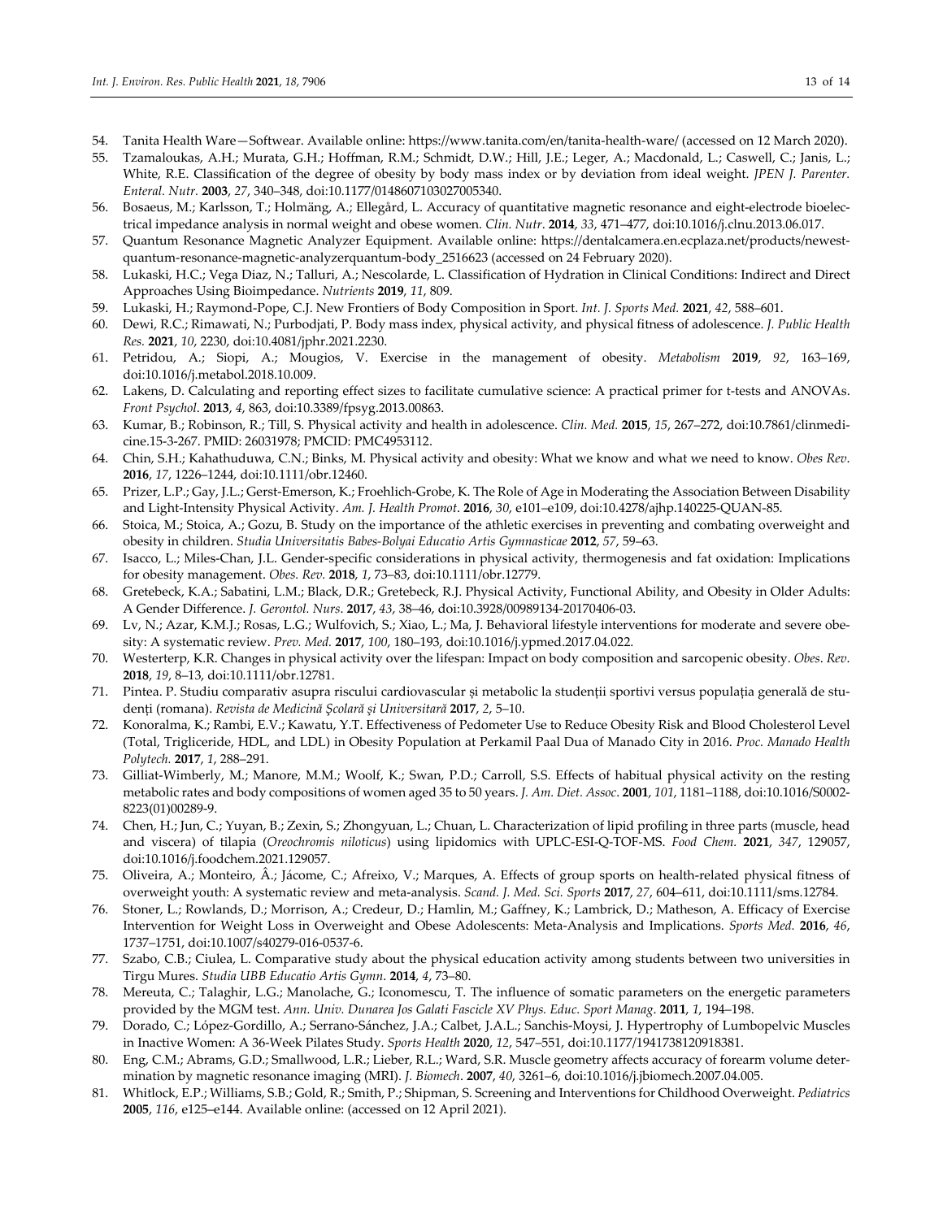54. Tanita Health Ware—Softwear. Available online: https://www.tanita.com/en/tanita-health-ware/ (accessed on 12 March 2020).
55. Tzamaloukas, A.H.; Murata, G.H.; Hoffman, R.M.; Schmidt, D.W.; Hill, J.E.; Leger, A.; Macdonald, L.; Caswell, C.; Janis, L.; White, R.E. Classification of the degree of obesity by body mass index or by deviation from ideal weight. *JPEN J. Parenter. Enteral. Nutr.* **2003**, *27*, 340–348, doi:10.1177/0148607103027005340.
56. Bosaeus, M.; Karlsson, T.; Holmäng, A.; Ellegård, L. Accuracy of quantitative magnetic resonance and eight-electrode bioelectrical impedance analysis in normal weight and obese women. *Clin. Nutr.* **2014**, *33*, 471–477, doi:10.1016/j.clnu.2013.06.017.
57. Quantum Resonance Magnetic Analyzer Equipment. Available online: https://dentalcamera.en.ecplaza.net/products/newest-quantum-resonance-magnetic-analyzerquantum-body_2516623 (accessed on 24 February 2020).
58. Lukaski, H.C.; Vega Diaz, N.; Talluri, A.; Nescolarde, L. Classification of Hydration in Clinical Conditions: Indirect and Direct Approaches Using Bioimpedance. *Nutrients* **2019**, *11*, 809.
59. Lukaski, H.; Raymond-Pope, C.J. New Frontiers of Body Composition in Sport. *Int. J. Sports Med.* **2021**, *42*, 588–601.
60. Dewi, R.C.; Rimawati, N.; Purbodjati, P. Body mass index, physical activity, and physical fitness of adolescence. *J. Public Health Res.* **2021**, *10*, 2230, doi:10.4081/jphr.2021.2230.
61. Petridou, A.; Siopi, A.; Mougios, V. Exercise in the management of obesity. *Metabolism* **2019**, *92*, 163–169, doi:10.1016/j.metabol.2018.10.009.
62. Lakens, D. Calculating and reporting effect sizes to facilitate cumulative science: A practical primer for t-tests and ANOVAs. *Front Psychol.* **2013**, *4*, 863, doi:10.3389/fpsyg.2013.00863.
63. Kumar, B.; Robinson, R.; Till, S. Physical activity and health in adolescence. *Clin. Med.* **2015**, *15*, 267–272, doi:10.7861/clinmedicine.15-3-267. PMID: 26031978; PMCID: PMC4953112.
64. Chin, S.H.; Kahathuduwa, C.N.; Binks, M. Physical activity and obesity: What we know and what we need to know. *Obes Rev.* **2016**, *17*, 1226–1244, doi:10.1111/obr.12460.
65. Prizer, L.P.; Gay, J.L.; Gerst-Emerson, K.; Froehlich-Grobe, K. The Role of Age in Moderating the Association Between Disability and Light-Intensity Physical Activity. *Am. J. Health Promot.* **2016**, *30*, e101–e109, doi:10.4278/ajhp.140225-QUAN-85.
66. Stoica, M.; Stoica, A.; Gozu, B. Study on the importance of the athletic exercises in preventing and combating overweight and obesity in children. *Studia Universitatis Babes-Bolyai Educatio Artis Gymnasticae* **2012**, *57*, 59–63.
67. Isacco, L.; Miles-Chan, J.L. Gender-specific considerations in physical activity, thermogenesis and fat oxidation: Implications for obesity management. *Obes. Rev.* **2018**, *1*, 73–83, doi:10.1111/obr.12779.
68. Gretebeck, K.A.; Sabatini, L.M.; Black, D.R.; Gretebeck, R.J. Physical Activity, Functional Ability, and Obesity in Older Adults: A Gender Difference. *J. Gerontol. Nurs.* **2017**, *43*, 38–46, doi:10.3928/00989134-20170406-03.
69. Lv, N.; Azar, K.M.J.; Rosas, L.G.; Wulfovich, S.; Xiao, L.; Ma, J. Behavioral lifestyle interventions for moderate and severe obesity: A systematic review. *Prev. Med.* **2017**, *100*, 180–193, doi:10.1016/j.ypmed.2017.04.022.
70. Westerterp, K.R. Changes in physical activity over the lifespan: Impact on body composition and sarcopenic obesity. *Obes. Rev.* **2018**, *19*, 8–13, doi:10.1111/obr.12781.
71. Pintea. P. Studiu comparativ asupra riscului cardiovascular și metabolic la studenții sportivi versus populația generală de studenți (romana). *Revista de Medicină Școlară și Universitară* **2017**, *2*, 5–10.
72. Konoralma, K.; Rambi, E.V.; Kawatu, Y.T. Effectiveness of Pedometer Use to Reduce Obesity Risk and Blood Cholesterol Level (Total, Trigliceride, HDL, and LDL) in Obesity Population at Perkamil Paal Dua of Manado City in 2016. *Proc. Manado Health Polytech.* **2017**, *1*, 288–291.
73. Gilliat-Wimberly, M.; Manore, M.M.; Woolf, K.; Swan, P.D.; Carroll, S.S. Effects of habitual physical activity on the resting metabolic rates and body compositions of women aged 35 to 50 years. *J. Am. Diet. Assoc.* **2001**, *101*, 1181–1188, doi:10.1016/S0002-8223(01)00289-9.
74. Chen, H.; Jun, C.; Yuyan, B.; Zexin, S.; Zhongyuan, L.; Chuan, L. Characterization of lipid profiling in three parts (muscle, head and viscera) of tilapia (*Oreochromis niloticus*) using lipidomics with UPLC-ESI-Q-TOF-MS. *Food Chem.* **2021**, *347*, 129057, doi:10.1016/j.foodchem.2021.129057.
75. Oliveira, A.; Monteiro, Â.; Jácome, C.; Afreixo, V.; Marques, A. Effects of group sports on health-related physical fitness of overweight youth: A systematic review and meta-analysis. *Scand. J. Med. Sci. Sports* **2017**, *27*, 604–611, doi:10.1111/sms.12784.
76. Stoner, L.; Rowlands, D.; Morrison, A.; Credeur, D.; Hamlin, M.; Gaffney, K.; Lambrick, D.; Matheson, A. Efficacy of Exercise Intervention for Weight Loss in Overweight and Obese Adolescents: Meta-Analysis and Implications. *Sports Med.* **2016**, *46*, 1737–1751, doi:10.1007/s40279-016-0537-6.
77. Szabo, C.B.; Ciulea, L. Comparative study about the physical education activity among students between two universities in Tirgu Mures. *Studia UBB Educatio Artis Gymn.* **2014**, *4*, 73–80.
78. Mereuta, C.; Talaghir, L.G.; Manolache, G.; Iconomescu, T. The influence of somatic parameters on the energetic parameters provided by the MGM test. *Ann. Univ. Dunarea Jos Galati Fascicle XV Phys. Educ. Sport Manag.* **2011**, *1*, 194–198.
79. Dorado, C.; López-Gordillo, A.; Serrano-Sánchez, J.A.; Calbet, J.A.L.; Sanchis-Moysi, J. Hypertrophy of Lumbopelvic Muscles in Inactive Women: A 36-Week Pilates Study. *Sports Health* **2020**, *12*, 547–551, doi:10.1177/1941738120918381.
80. Eng, C.M.; Abrams, G.D.; Smallwood, L.R.; Lieber, R.L.; Ward, S.R. Muscle geometry affects accuracy of forearm volume determination by magnetic resonance imaging (MRI). *J. Biomech.* **2007**, *40*, 3261–6, doi:10.1016/j.jbiomech.2007.04.005.
81. Whitlock, E.P.; Williams, S.B.; Gold, R.; Smith, P.; Shipman, S. Screening and Interventions for Childhood Overweight. *Pediatrics* **2005**, *116*, e125–e144. Available online: (accessed on 12 April 2021).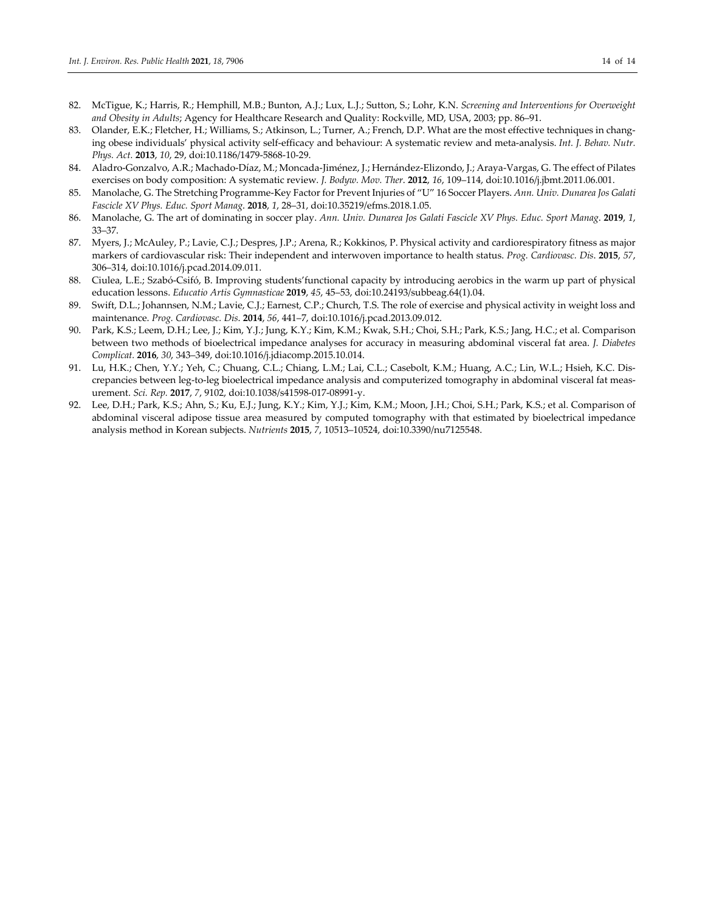82. McTigue, K.; Harris, R.; Hemphill, M.B.; Bunton, A.J.; Lux, L.J.; Sutton, S.; Lohr, K.N. *Screening and Interventions for Overweight and Obesity in Adults*; Agency for Healthcare Research and Quality: Rockville, MD, USA, 2003; pp. 86–91.
83. Olander, E.K.; Fletcher, H.; Williams, S.; Atkinson, L.; Turner, A.; French, D.P. What are the most effective techniques in changing obese individuals' physical activity self-efficacy and behaviour: A systematic review and meta-analysis. *Int. J. Behav. Nutr. Phys. Act.* **2013**, *10*, 29, doi:10.1186/1479-5868-10-29.
84. Aladro-Gonzalvo, A.R.; Machado-Díaz, M.; Moncada-Jiménez, J.; Hernández-Elizondo, J.; Araya-Vargas, G. The effect of Pilates exercises on body composition: A systematic review. *J. Bodyw. Mov. Ther.* **2012**, *16*, 109–114, doi:10.1016/j.jbmt.2011.06.001.
85. Manolache, G. The Stretching Programme-Key Factor for Prevent Injuries of "U" 16 Soccer Players. *Ann. Univ. Dunarea Jos Galati Fascicle XV Phys. Educ. Sport Manag.* **2018**, *1*, 28–31, doi:10.35219/efms.2018.1.05.
86. Manolache, G. The art of dominating in soccer play. *Ann. Univ. Dunarea Jos Galati Fascicle XV Phys. Educ. Sport Manag.* **2019**, *1*, 33–37.
87. Myers, J.; McAuley, P.; Lavie, C.J.; Despres, J.P.; Arena, R.; Kokkinos, P. Physical activity and cardiorespiratory fitness as major markers of cardiovascular risk: Their independent and interwoven importance to health status. *Prog. Cardiovasc. Dis.* **2015**, *57*, 306–314, doi:10.1016/j.pcad.2014.09.011.
88. Ciulea, L.E.; Szabó-Csifó, B. Improving students'functional capacity by introducing aerobics in the warm up part of physical education lessons. *Educatio Artis Gymnasticae* **2019**, *45*, 45–53, doi:10.24193/subbeag.64(1).04.
89. Swift, D.L.; Johannsen, N.M.; Lavie, C.J.; Earnest, C.P.; Church, T.S. The role of exercise and physical activity in weight loss and maintenance. *Prog. Cardiovasc. Dis.* **2014**, *56*, 441–7, doi:10.1016/j.pcad.2013.09.012.
90. Park, K.S.; Leem, D.H.; Lee, J.; Kim, Y.J.; Jung, K.Y.; Kim, K.M.; Kwak, S.H.; Choi, S.H.; Park, K.S.; Jang, H.C.; et al. Comparison between two methods of bioelectrical impedance analyses for accuracy in measuring abdominal visceral fat area. *J. Diabetes Complicat.* **2016**, *30*, 343–349, doi:10.1016/j.jdiacomp.2015.10.014.
91. Lu, H.K.; Chen, Y.Y.; Yeh, C.; Chuang, C.L.; Chiang, L.M.; Lai, C.L.; Casebolt, K.M.; Huang, A.C.; Lin, W.L.; Hsieh, K.C. Discrepancies between leg-to-leg bioelectrical impedance analysis and computerized tomography in abdominal visceral fat measurement. *Sci. Rep.* **2017**, *7*, 9102, doi:10.1038/s41598-017-08991-y.
92. Lee, D.H.; Park, K.S.; Ahn, S.; Ku, E.J.; Jung, K.Y.; Kim, Y.J.; Kim, K.M.; Moon, J.H.; Choi, S.H.; Park, K.S.; et al. Comparison of abdominal visceral adipose tissue area measured by computed tomography with that estimated by bioelectrical impedance analysis method in Korean subjects. *Nutrients* **2015**, *7*, 10513–10524, doi:10.3390/nu7125548.